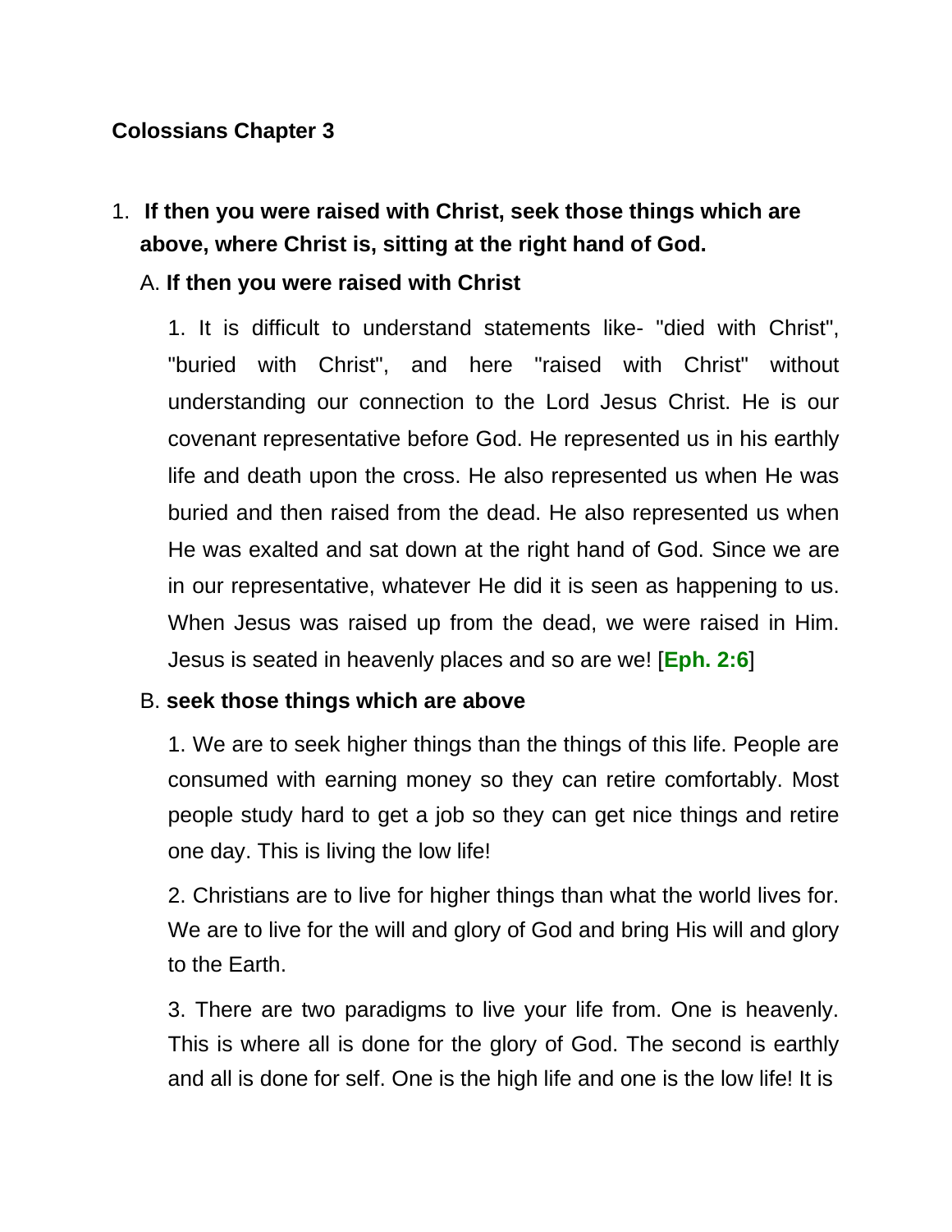**Colossians Chapter 3**

1. **If then you were raised with Christ, seek those things which are above, where Christ is, sitting at the right hand of God.**

   A. **If then you were raised with Christ**

   1. It is difficult to understand statements like- "died with Christ", "buried with Christ", and here "raised with Christ" without understanding our connection to the Lord Jesus Christ. He is our covenant representative before God. He represented us in his earthly life and death upon the cross. He also represented us when He was buried and then raised from the dead. He also represented us when He was exalted and sat down at the right hand of God. Since we are in our representative, whatever He did it is seen as happening to us. When Jesus was raised up from the dead, we were raised in Him. Jesus is seated in heavenly places and so are we! [**Eph. 2:6**]

   B. **seek those things which are above**

   1. We are to seek higher things than the things of this life. People are consumed with earning money so they can retire comfortably. Most people study hard to get a job so they can get nice things and retire one day. This is living the low life!

   2. Christians are to live for higher things than what the world lives for. We are to live for the will and glory of God and bring His will and glory to the Earth.

   3. There are two paradigms to live your life from. One is heavenly. This is where all is done for the glory of God. The second is earthly and all is done for self. One is the high life and one is the low life! It is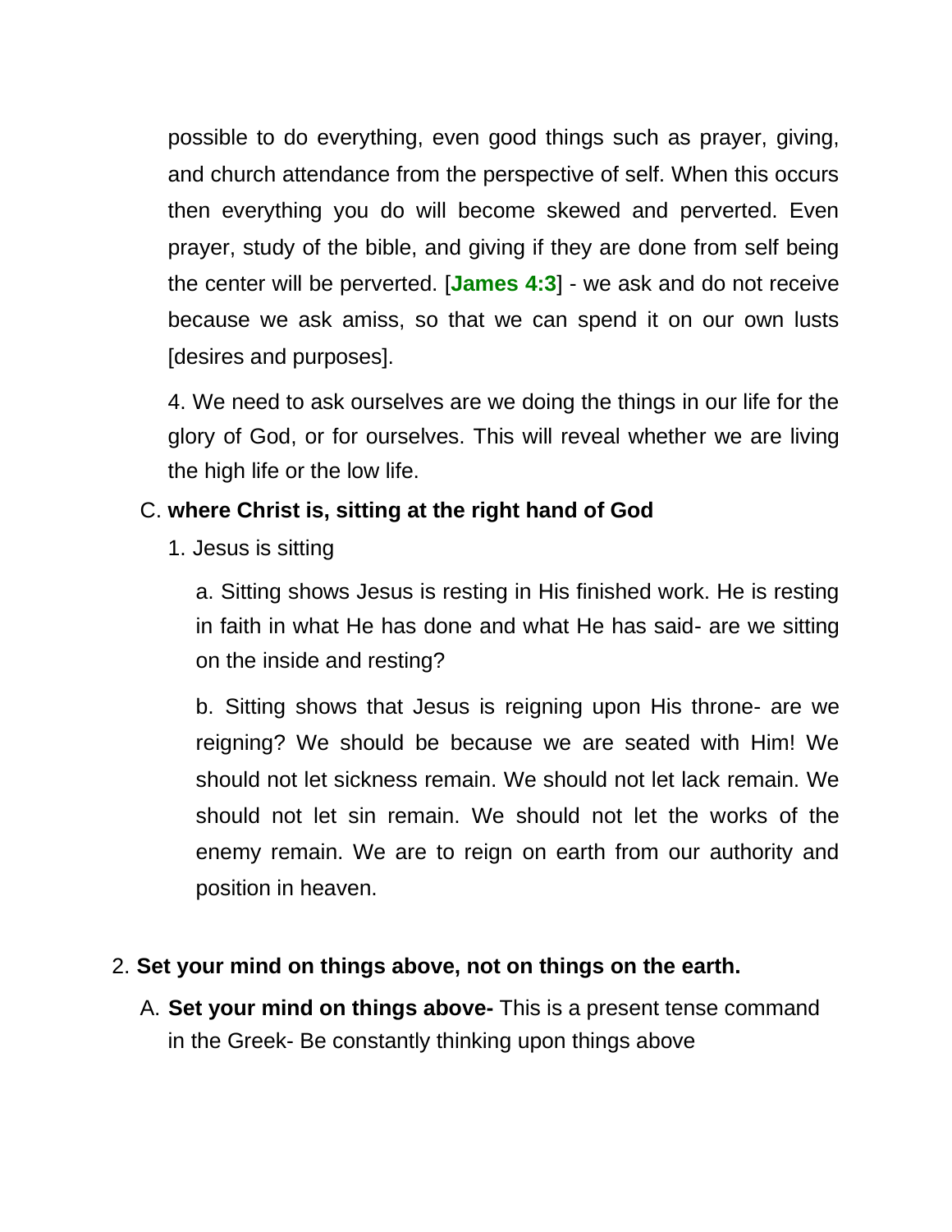possible to do everything, even good things such as prayer, giving, and church attendance from the perspective of self. When this occurs then everything you do will become skewed and perverted. Even prayer, study of the bible, and giving if they are done from self being the center will be perverted. [**James 4:3**] - we ask and do not receive because we ask amiss, so that we can spend it on our own lusts [desires and purposes].

4. We need to ask ourselves are we doing the things in our life for the glory of God, or for ourselves. This will reveal whether we are living the high life or the low life.

C. **where Christ is, sitting at the right hand of God**

1. Jesus is sitting

a. Sitting shows Jesus is resting in His finished work. He is resting in faith in what He has done and what He has said- are we sitting on the inside and resting?

b. Sitting shows that Jesus is reigning upon His throne- are we reigning? We should be because we are seated with Him! We should not let sickness remain. We should not let lack remain. We should not let sin remain. We should not let the works of the enemy remain. We are to reign on earth from our authority and position in heaven.

2. **Set your mind on things above, not on things on the earth.**

A. **Set your mind on things above-** This is a present tense command in the Greek- Be constantly thinking upon things above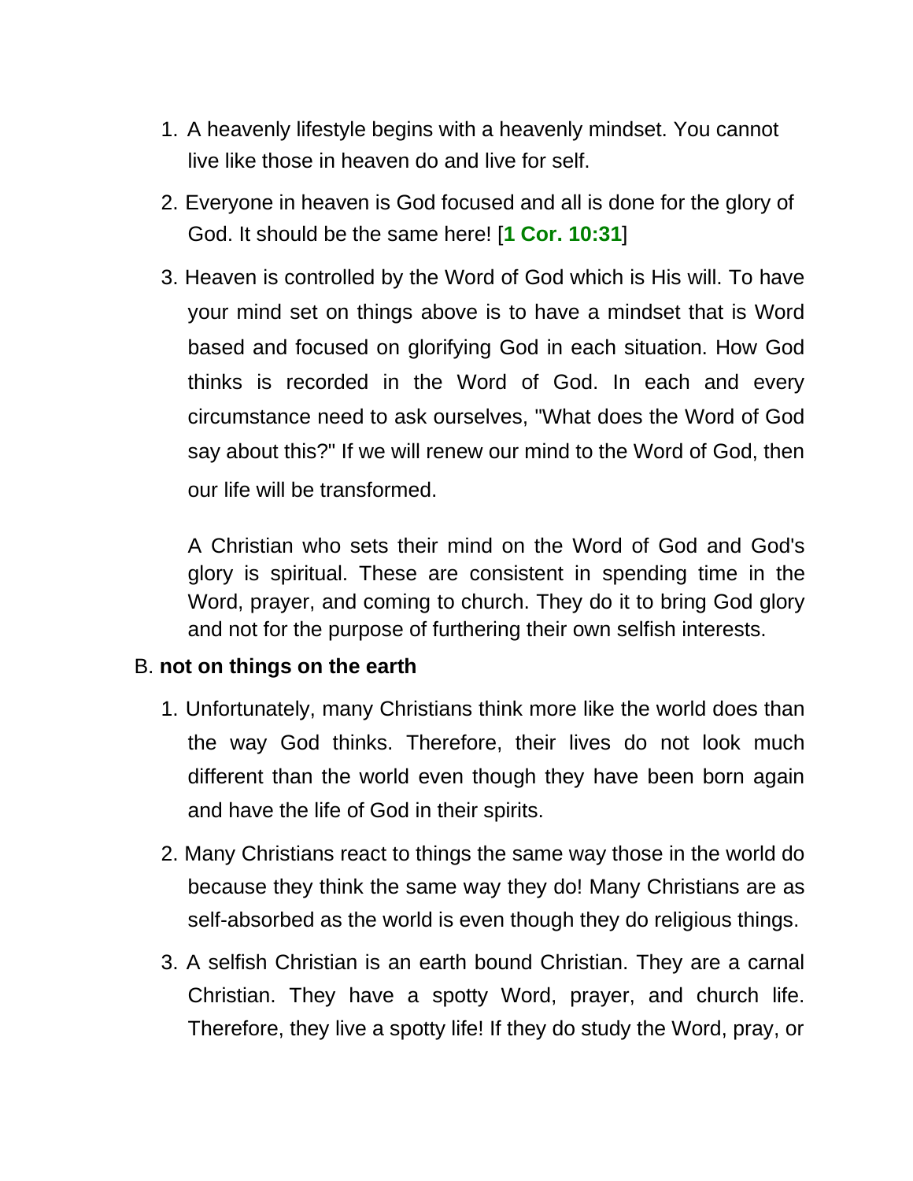1. A heavenly lifestyle begins with a heavenly mindset. You cannot live like those in heaven do and live for self.

2. Everyone in heaven is God focused and all is done for the glory of God. It should be the same here! [**1 Cor. 10:31**]

3. Heaven is controlled by the Word of God which is His will. To have your mind set on things above is to have a mindset that is Word based and focused on glorifying God in each situation. How God thinks is recorded in the Word of God. In each and every circumstance need to ask ourselves, "What does the Word of God say about this?" If we will renew our mind to the Word of God, then our life will be transformed.

   A Christian who sets their mind on the Word of God and God's glory is spiritual. These are consistent in spending time in the Word, prayer, and coming to church. They do it to bring God glory and not for the purpose of furthering their own selfish interests.

B. **not on things on the earth**

1. Unfortunately, many Christians think more like the world does than the way God thinks. Therefore, their lives do not look much different than the world even though they have been born again and have the life of God in their spirits.

2. Many Christians react to things the same way those in the world do because they think the same way they do! Many Christians are as self-absorbed as the world is even though they do religious things.

3. A selfish Christian is an earth bound Christian. They are a carnal Christian. They have a spotty Word, prayer, and church life. Therefore, they live a spotty life! If they do study the Word, pray, or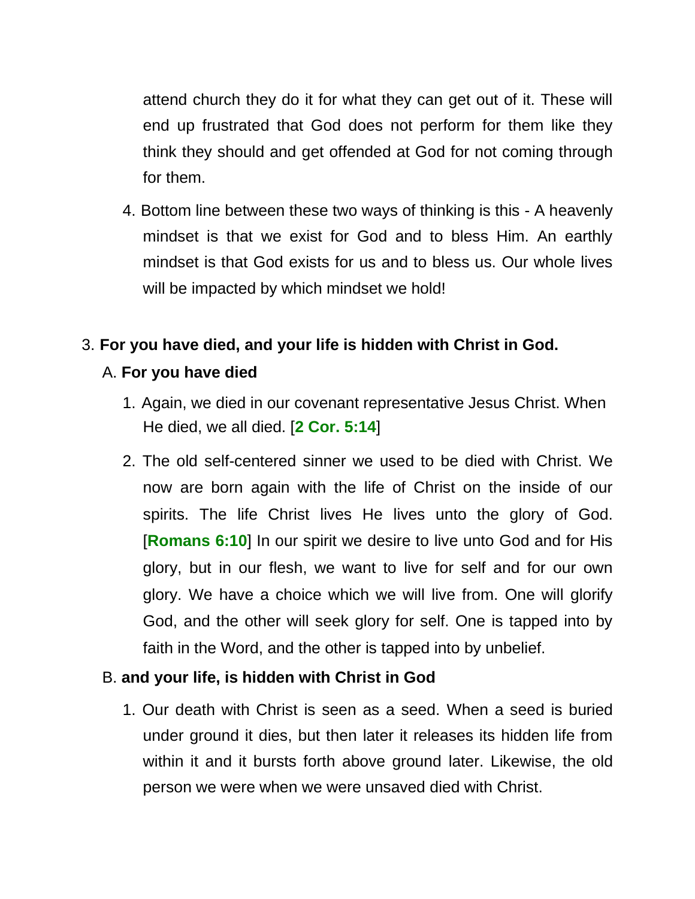attend church they do it for what they can get out of it. These will end up frustrated that God does not perform for them like they think they should and get offended at God for not coming through for them.

4. Bottom line between these two ways of thinking is this - A heavenly mindset is that we exist for God and to bless Him. An earthly mindset is that God exists for us and to bless us. Our whole lives will be impacted by which mindset we hold!

3. **For you have died, and your life is hidden with Christ in God.**

   A. **For you have died**

   1. Again, we died in our covenant representative Jesus Christ. When He died, we all died. [**2 Cor. 5:14**]

   2. The old self-centered sinner we used to be died with Christ. We now are born again with the life of Christ on the inside of our spirits. The life Christ lives He lives unto the glory of God. [**Romans 6:10**] In our spirit we desire to live unto God and for His glory, but in our flesh, we want to live for self and for our own glory. We have a choice which we will live from. One will glorify God, and the other will seek glory for self. One is tapped into by faith in the Word, and the other is tapped into by unbelief.

   B. **and your life, is hidden with Christ in God**

   1. Our death with Christ is seen as a seed. When a seed is buried under ground it dies, but then later it releases its hidden life from within it and it bursts forth above ground later. Likewise, the old person we were when we were unsaved died with Christ.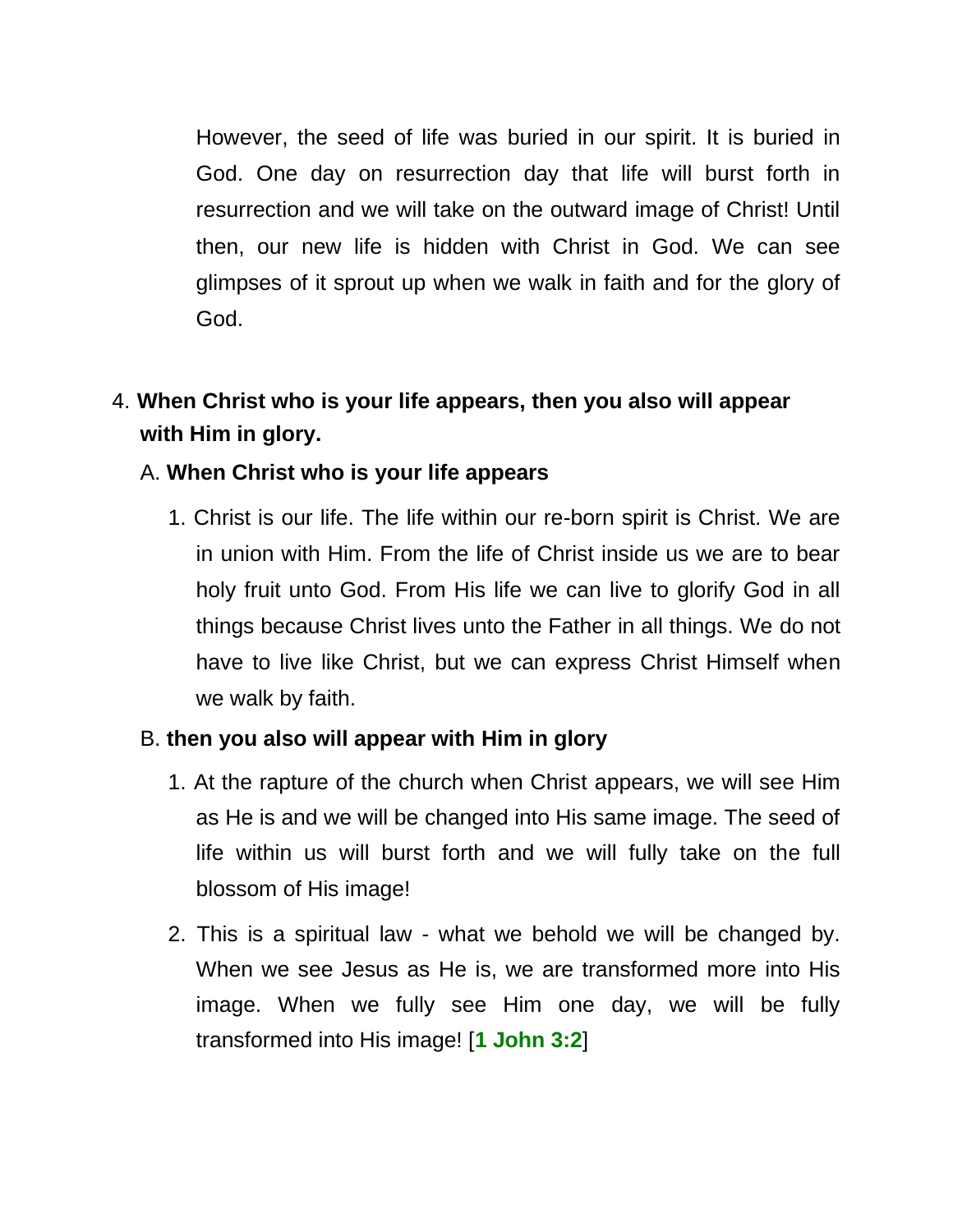However, the seed of life was buried in our spirit. It is buried in God. One day on resurrection day that life will burst forth in resurrection and we will take on the outward image of Christ! Until then, our new life is hidden with Christ in God. We can see glimpses of it sprout up when we walk in faith and for the glory of God.

4. **When Christ who is your life appears, then you also will appear with Him in glory.**

   A. **When Christ who is your life appears**

      1. Christ is our life. The life within our re-born spirit is Christ. We are in union with Him. From the life of Christ inside us we are to bear holy fruit unto God. From His life we can live to glorify God in all things because Christ lives unto the Father in all things. We do not have to live like Christ, but we can express Christ Himself when we walk by faith.

   B. **then you also will appear with Him in glory**

      1. At the rapture of the church when Christ appears, we will see Him as He is and we will be changed into His same image. The seed of life within us will burst forth and we will fully take on the full blossom of His image!

      2. This is a spiritual law - what we behold we will be changed by. When we see Jesus as He is, we are transformed more into His image. When we fully see Him one day, we will be fully transformed into His image! [**1 John 3:2**]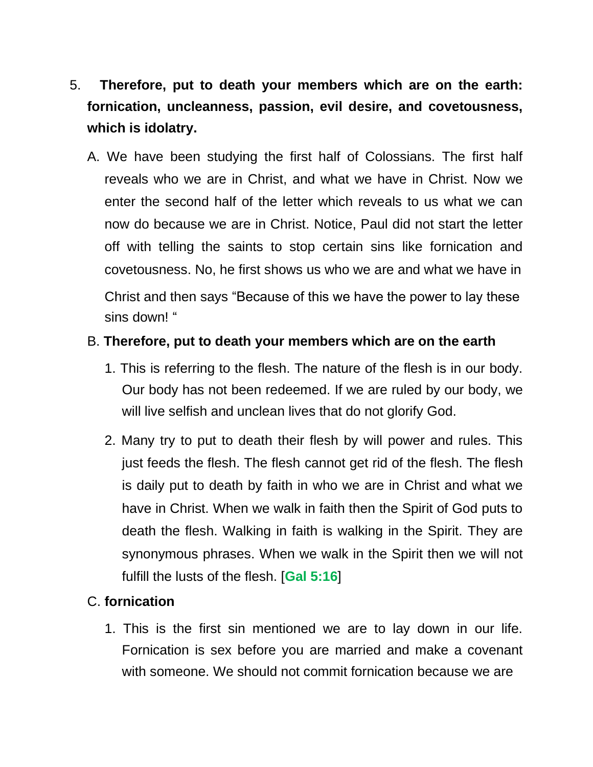5. **Therefore, put to death your members which are on the earth: fornication, uncleanness, passion, evil desire, and covetousness, which is idolatry.**

   A. We have been studying the first half of Colossians. The first half reveals who we are in Christ, and what we have in Christ. Now we enter the second half of the letter which reveals to us what we can now do because we are in Christ. Notice, Paul did not start the letter off with telling the saints to stop certain sins like fornication and covetousness. No, he first shows us who we are and what we have in Christ and then says "Because of this we have the power to lay these sins down! "

   B. **Therefore, put to death your members which are on the earth**

      1. This is referring to the flesh. The nature of the flesh is in our body. Our body has not been redeemed. If we are ruled by our body, we will live selfish and unclean lives that do not glorify God.

      2. Many try to put to death their flesh by will power and rules. This just feeds the flesh. The flesh cannot get rid of the flesh. The flesh is daily put to death by faith in who we are in Christ and what we have in Christ. When we walk in faith then the Spirit of God puts to death the flesh. Walking in faith is walking in the Spirit. They are synonymous phrases. When we walk in the Spirit then we will not fulfill the lusts of the flesh. [**Gal 5:16**]

   C. **fornication**

      1. This is the first sin mentioned we are to lay down in our life. Fornication is sex before you are married and make a covenant with someone. We should not commit fornication because we are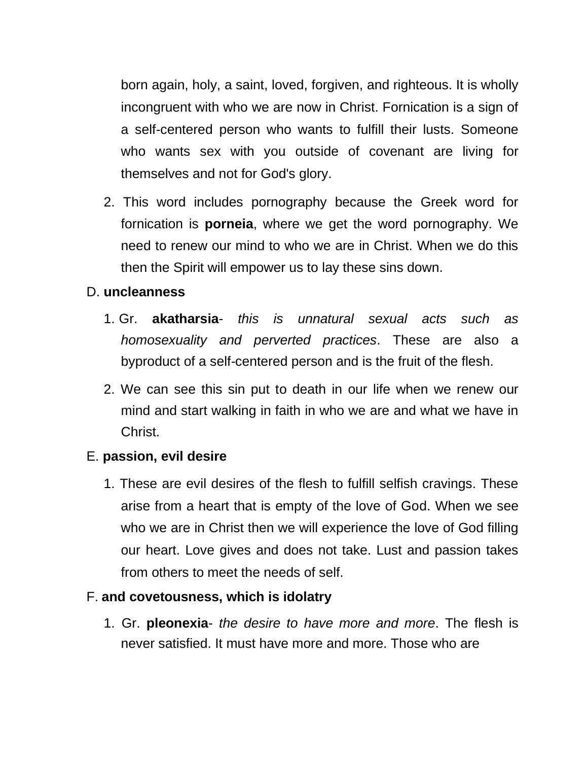born again, holy, a saint, loved, forgiven, and righteous. It is wholly incongruent with who we are now in Christ. Fornication is a sign of a self-centered person who wants to fulfill their lusts. Someone who wants sex with you outside of covenant are living for themselves and not for God's glory.

2. This word includes pornography because the Greek word for fornication is **porneia**, where we get the word pornography. We need to renew our mind to who we are in Christ. When we do this then the Spirit will empower us to lay these sins down.

D. **uncleanness**

1. Gr. **akatharsia**- *this is unnatural sexual acts such as homosexuality and perverted practices*. These are also a byproduct of a self-centered person and is the fruit of the flesh.

2. We can see this sin put to death in our life when we renew our mind and start walking in faith in who we are and what we have in Christ.

E. **passion, evil desire**

1. These are evil desires of the flesh to fulfill selfish cravings. These arise from a heart that is empty of the love of God. When we see who we are in Christ then we will experience the love of God filling our heart. Love gives and does not take. Lust and passion takes from others to meet the needs of self.

F. **and covetousness, which is idolatry**

1. Gr. **pleonexia**- *the desire to have more and more*. The flesh is never satisfied. It must have more and more. Those who are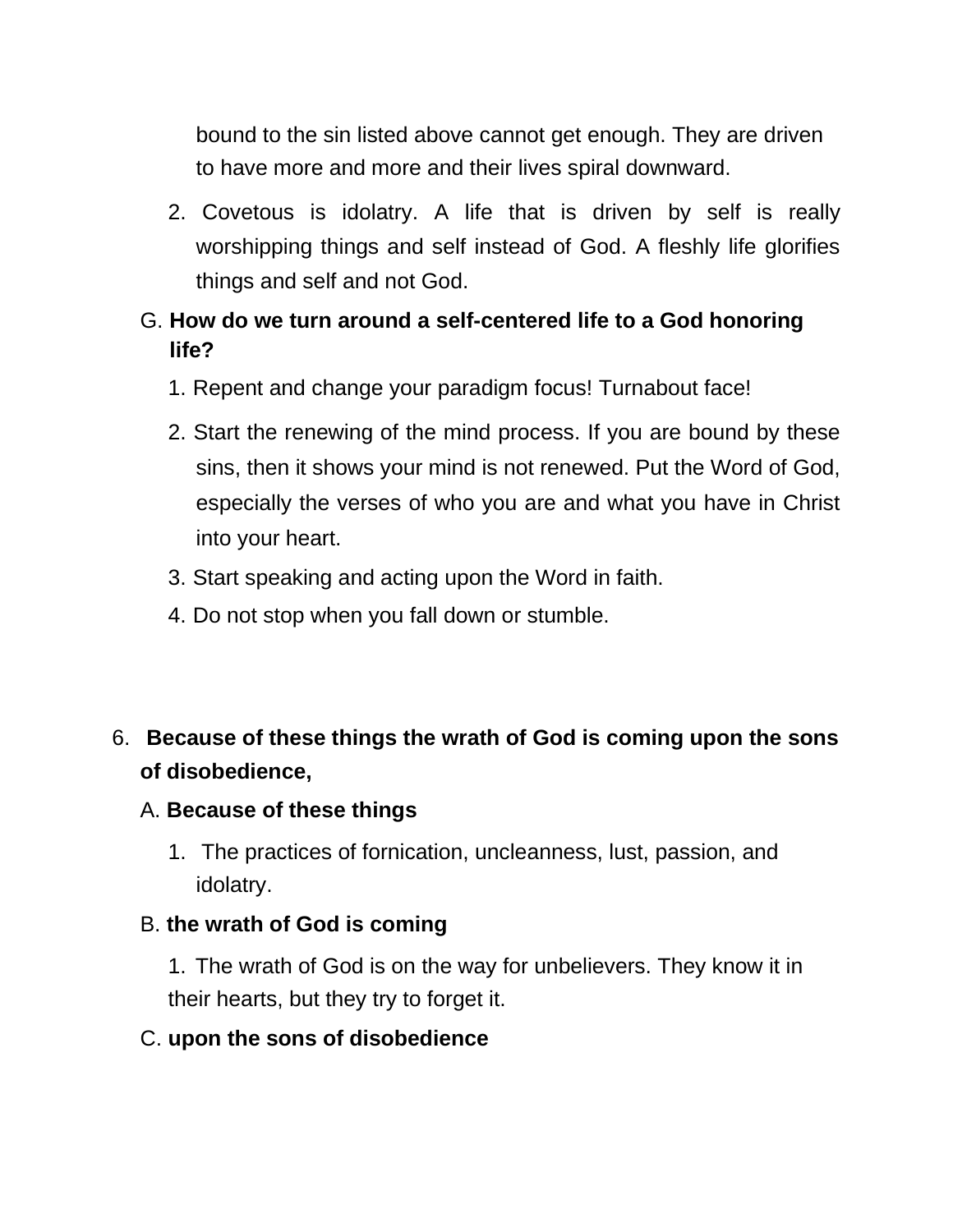bound to the sin listed above cannot get enough. They are driven to have more and more and their lives spiral downward.

2. Covetous is idolatry. A life that is driven by self is really worshipping things and self instead of God. A fleshly life glorifies things and self and not God.

G. **How do we turn around a self-centered life to a God honoring life?**

1. Repent and change your paradigm focus! Turnabout face!
2. Start the renewing of the mind process. If you are bound by these sins, then it shows your mind is not renewed. Put the Word of God, especially the verses of who you are and what you have in Christ into your heart.
3. Start speaking and acting upon the Word in faith.
4. Do not stop when you fall down or stumble.

6. **Because of these things the wrath of God is coming upon the sons of disobedience,**

A. **Because of these things**

1. The practices of fornication, uncleanness, lust, passion, and idolatry.

B. **the wrath of God is coming**

1. The wrath of God is on the way for unbelievers. They know it in their hearts, but they try to forget it.

C. **upon the sons of disobedience**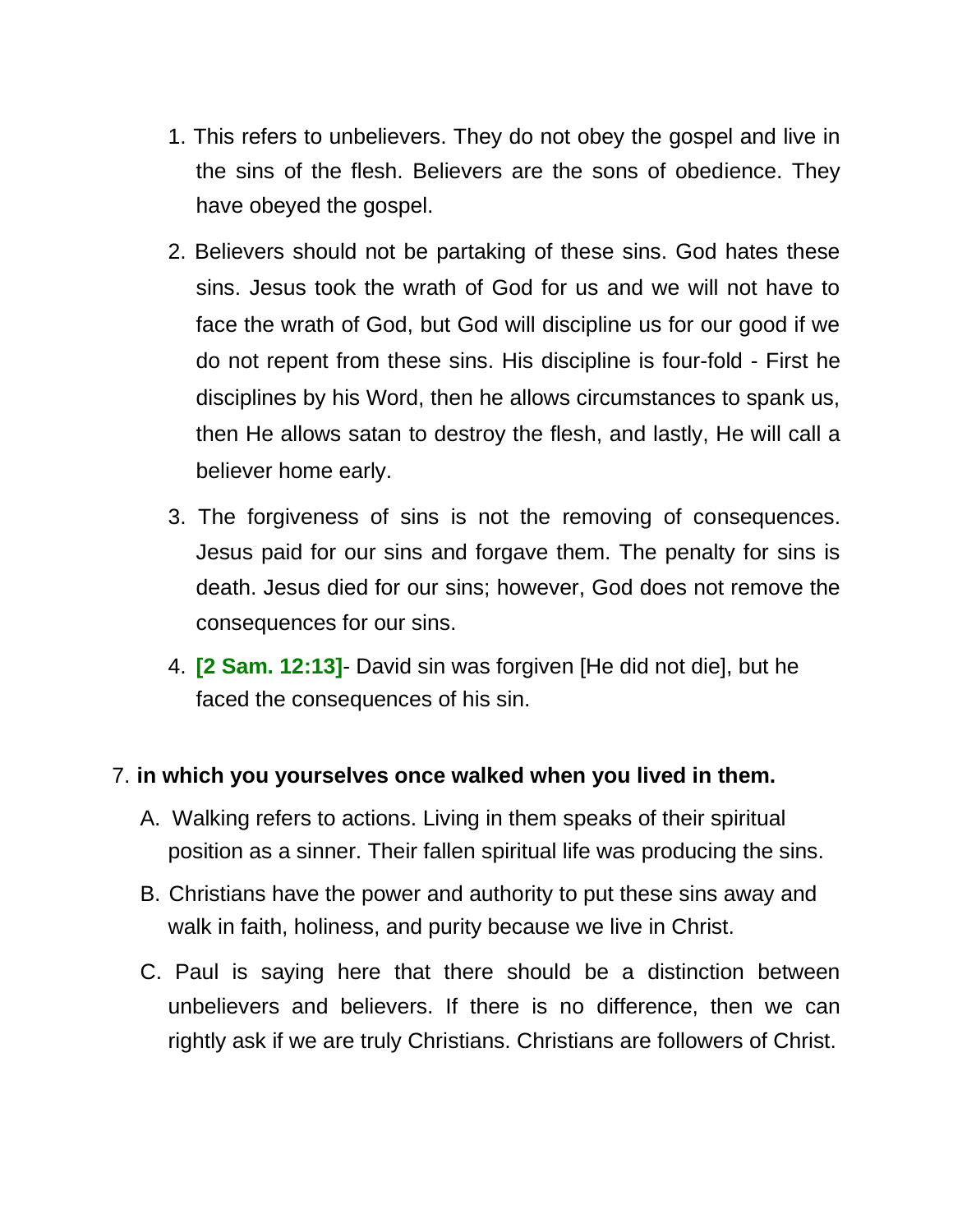1. This refers to unbelievers. They do not obey the gospel and live in the sins of the flesh. Believers are the sons of obedience. They have obeyed the gospel.

2. Believers should not be partaking of these sins. God hates these sins. Jesus took the wrath of God for us and we will not have to face the wrath of God, but God will discipline us for our good if we do not repent from these sins. His discipline is four-fold - First he disciplines by his Word, then he allows circumstances to spank us, then He allows satan to destroy the flesh, and lastly, He will call a believer home early.

3. The forgiveness of sins is not the removing of consequences. Jesus paid for our sins and forgave them. The penalty for sins is death. Jesus died for our sins; however, God does not remove the consequences for our sins.

4. **[2 Sam. 12:13]**- David sin was forgiven [He did not die], but he faced the consequences of his sin.

7. **in which you yourselves once walked when you lived in them.**

   A. Walking refers to actions. Living in them speaks of their spiritual position as a sinner. Their fallen spiritual life was producing the sins.

   B. Christians have the power and authority to put these sins away and walk in faith, holiness, and purity because we live in Christ.

   C. Paul is saying here that there should be a distinction between unbelievers and believers. If there is no difference, then we can rightly ask if we are truly Christians. Christians are followers of Christ.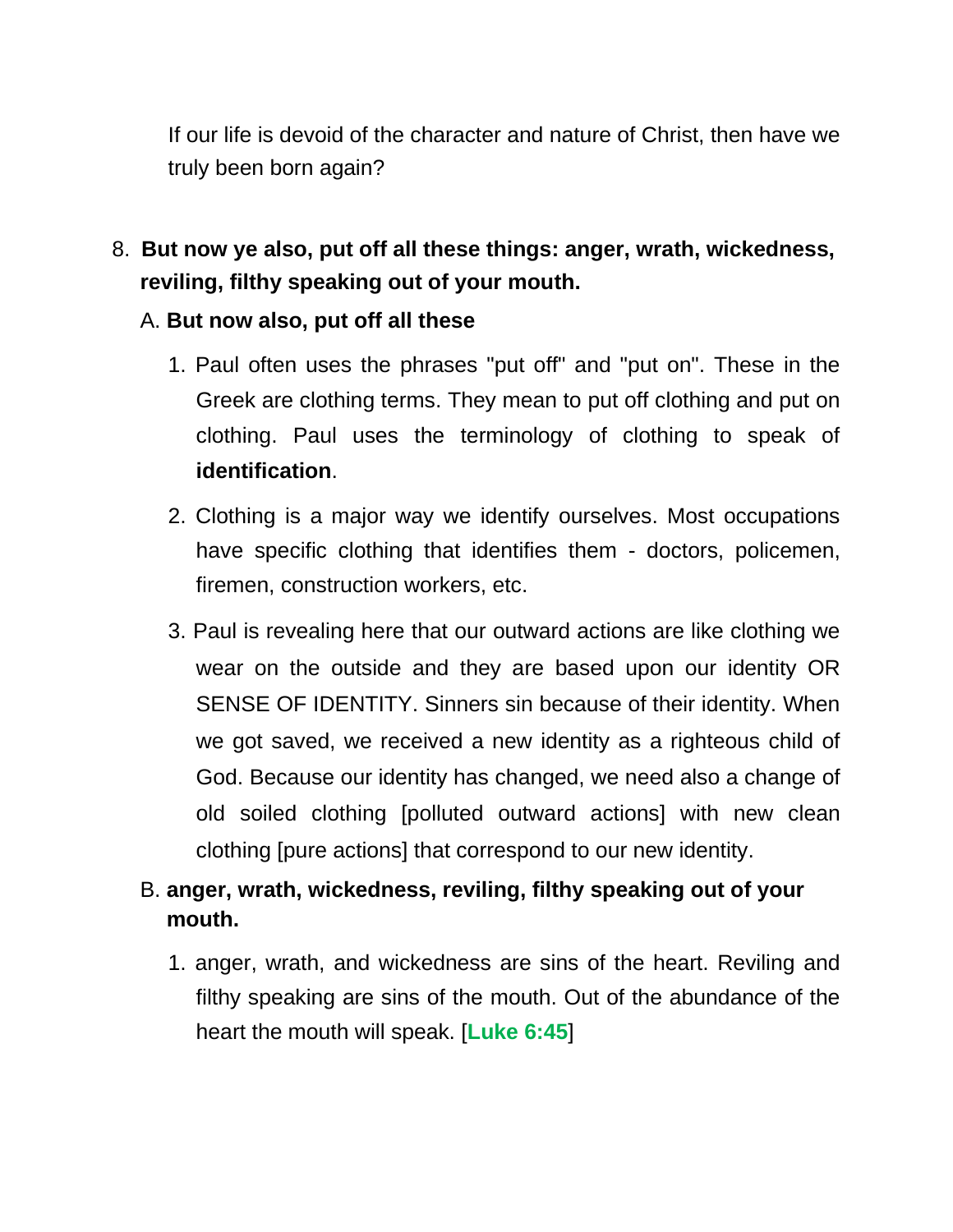If our life is devoid of the character and nature of Christ, then have we truly been born again?

8. **But now ye also, put off all these things: anger, wrath, wickedness, reviling, filthy speaking out of your mouth.**

   A. **But now also, put off all these**

      1. Paul often uses the phrases "put off" and "put on". These in the Greek are clothing terms. They mean to put off clothing and put on clothing. Paul uses the terminology of clothing to speak of **identification**.

      2. Clothing is a major way we identify ourselves. Most occupations have specific clothing that identifies them - doctors, policemen, firemen, construction workers, etc.

      3. Paul is revealing here that our outward actions are like clothing we wear on the outside and they are based upon our identity OR SENSE OF IDENTITY. Sinners sin because of their identity. When we got saved, we received a new identity as a righteous child of God. Because our identity has changed, we need also a change of old soiled clothing [polluted outward actions] with new clean clothing [pure actions] that correspond to our new identity.

   B. **anger, wrath, wickedness, reviling, filthy speaking out of your mouth.**

      1. anger, wrath, and wickedness are sins of the heart. Reviling and filthy speaking are sins of the mouth. Out of the abundance of the heart the mouth will speak. [**Luke 6:45**]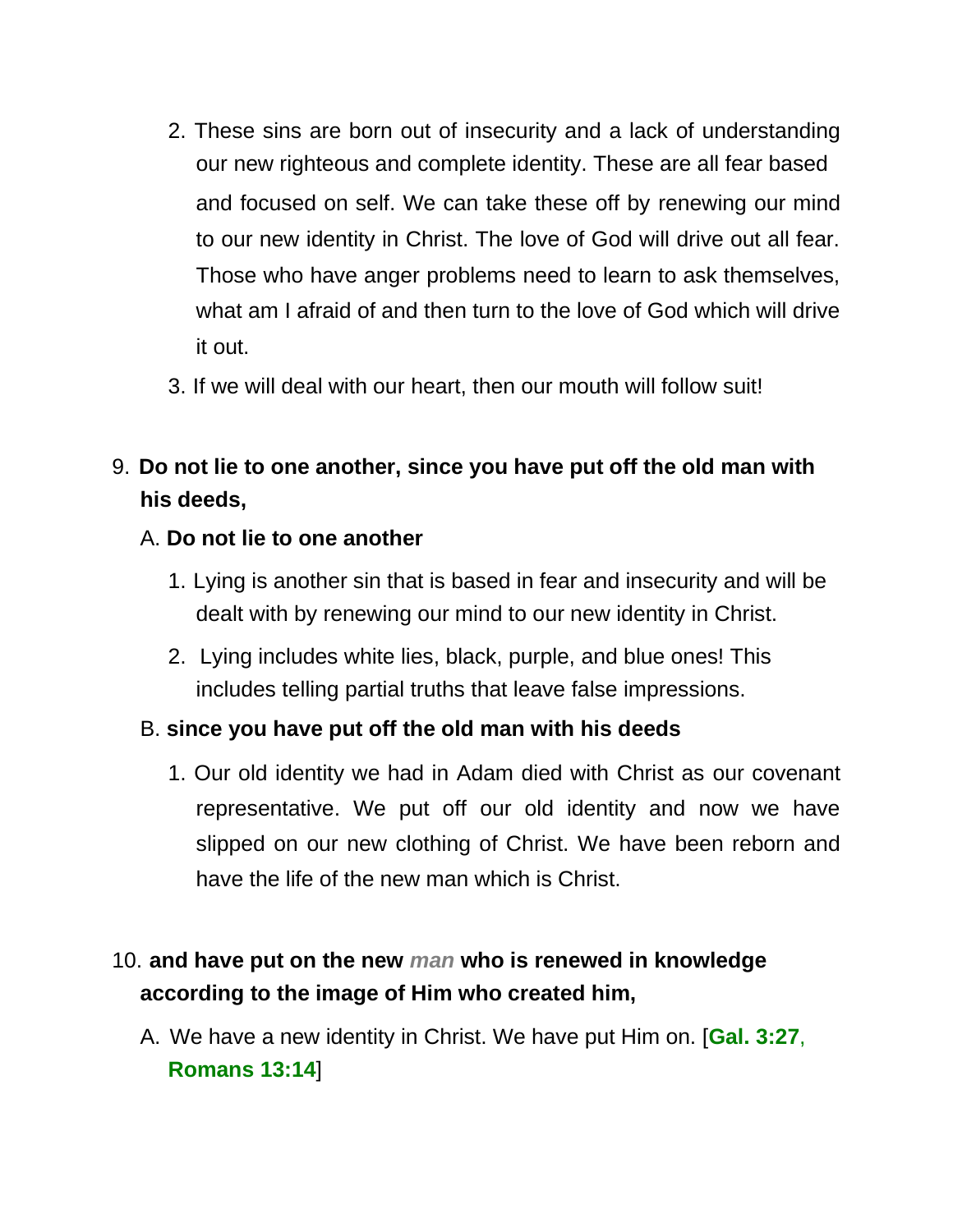2. These sins are born out of insecurity and a lack of understanding our new righteous and complete identity. These are all fear based and focused on self. We can take these off by renewing our mind to our new identity in Christ. The love of God will drive out all fear. Those who have anger problems need to learn to ask themselves, what am I afraid of and then turn to the love of God which will drive it out.
3. If we will deal with our heart, then our mouth will follow suit!

9. **Do not lie to one another, since you have put off the old man with his deeds,**

   A. **Do not lie to one another**

   1. Lying is another sin that is based in fear and insecurity and will be dealt with by renewing our mind to our new identity in Christ.
   2. Lying includes white lies, black, purple, and blue ones! This includes telling partial truths that leave false impressions.

   B. **since you have put off the old man with his deeds**

   1. Our old identity we had in Adam died with Christ as our covenant representative. We put off our old identity and now we have slipped on our new clothing of Christ. We have been reborn and have the life of the new man which is Christ.

10. **and have put on the new *man* who is renewed in knowledge according to the image of Him who created him,**

   A. We have a new identity in Christ. We have put Him on. [**Gal. 3:27**, **Romans 13:14**]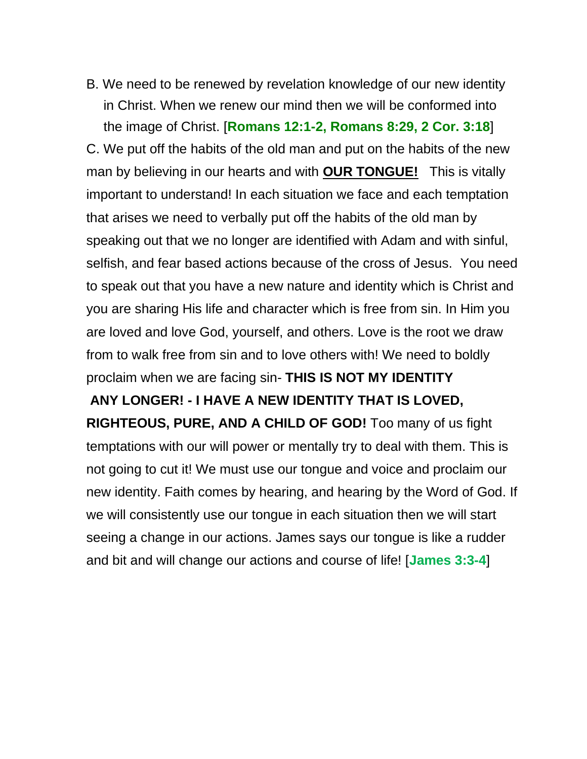B. We need to be renewed by revelation knowledge of our new identity in Christ. When we renew our mind then we will be conformed into the image of Christ. [**Romans 12:1-2, Romans 8:29, 2 Cor. 3:18**]

C. We put off the habits of the old man and put on the habits of the new man by believing in our hearts and with **OUR TONGUE!** This is vitally important to understand! In each situation we face and each temptation that arises we need to verbally put off the habits of the old man by speaking out that we no longer are identified with Adam and with sinful, selfish, and fear based actions because of the cross of Jesus. You need to speak out that you have a new nature and identity which is Christ and you are sharing His life and character which is free from sin. In Him you are loved and love God, yourself, and others. Love is the root we draw from to walk free from sin and to love others with! We need to boldly proclaim when we are facing sin- **THIS IS NOT MY IDENTITY ANY LONGER! - I HAVE A NEW IDENTITY THAT IS LOVED, RIGHTEOUS, PURE, AND A CHILD OF GOD!** Too many of us fight temptations with our will power or mentally try to deal with them. This is not going to cut it! We must use our tongue and voice and proclaim our new identity. Faith comes by hearing, and hearing by the Word of God. If we will consistently use our tongue in each situation then we will start seeing a change in our actions. James says our tongue is like a rudder and bit and will change our actions and course of life! [**James 3:3-4**]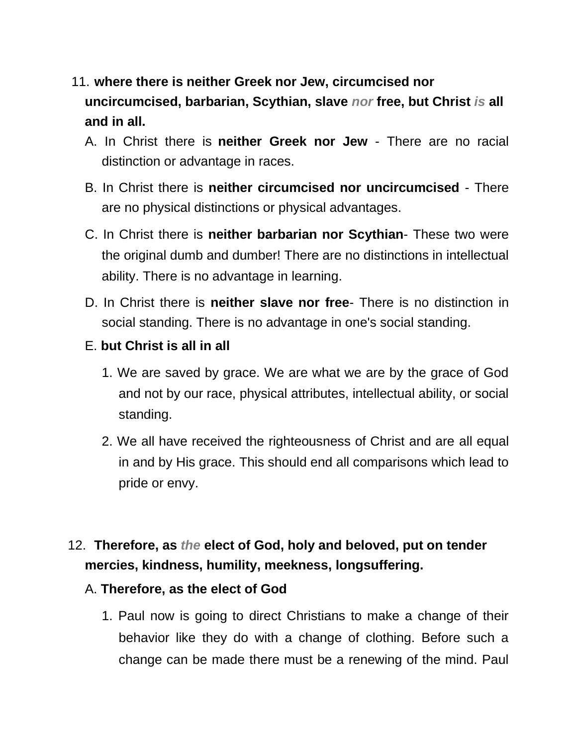11. **where there is neither Greek nor Jew, circumcised nor uncircumcised, barbarian, Scythian, slave *nor* free, but Christ *is* all and in all.**

   A. In Christ there is **neither Greek nor Jew** - There are no racial distinction or advantage in races.

   B. In Christ there is **neither circumcised nor uncircumcised** - There are no physical distinctions or physical advantages.

   C. In Christ there is **neither barbarian nor Scythian**- These two were the original dumb and dumber! There are no distinctions in intellectual ability. There is no advantage in learning.

   D. In Christ there is **neither slave nor free**- There is no distinction in social standing. There is no advantage in one's social standing.

   E. **but Christ is all in all**

      1. We are saved by grace. We are what we are by the grace of God and not by our race, physical attributes, intellectual ability, or social standing.

      2. We all have received the righteousness of Christ and are all equal in and by His grace. This should end all comparisons which lead to pride or envy.

12. **Therefore, as *the* elect of God, holy and beloved, put on tender mercies, kindness, humility, meekness, longsuffering.**

   A. **Therefore, as the elect of God**

      1. Paul now is going to direct Christians to make a change of their behavior like they do with a change of clothing. Before such a change can be made there must be a renewing of the mind. Paul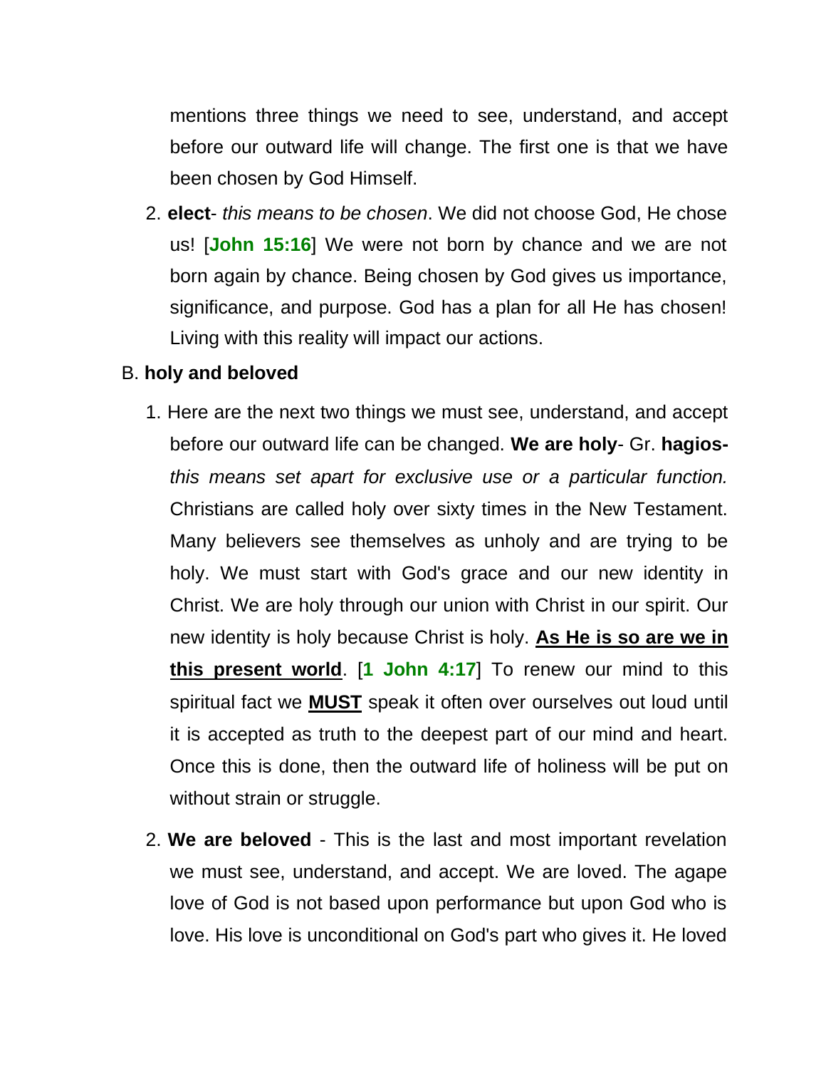mentions three things we need to see, understand, and accept before our outward life will change. The first one is that we have been chosen by God Himself.

2. **elect**- *this means to be chosen*. We did not choose God, He chose us! [**John 15:16**] We were not born by chance and we are not born again by chance. Being chosen by God gives us importance, significance, and purpose. God has a plan for all He has chosen! Living with this reality will impact our actions.

B. **holy and beloved**

1. Here are the next two things we must see, understand, and accept before our outward life can be changed. **We are holy**- Gr. **hagios-** *this means set apart for exclusive use or a particular function.* Christians are called holy over sixty times in the New Testament. Many believers see themselves as unholy and are trying to be holy. We must start with God's grace and our new identity in Christ. We are holy through our union with Christ in our spirit. Our new identity is holy because Christ is holy. **<u>As He is so are we in this present world</u>**. [**1 John 4:17**] To renew our mind to this spiritual fact we **<u>MUST</u>** speak it often over ourselves out loud until it is accepted as truth to the deepest part of our mind and heart. Once this is done, then the outward life of holiness will be put on without strain or struggle.

2. **We are beloved** - This is the last and most important revelation we must see, understand, and accept. We are loved. The agape love of God is not based upon performance but upon God who is love. His love is unconditional on God's part who gives it. He loved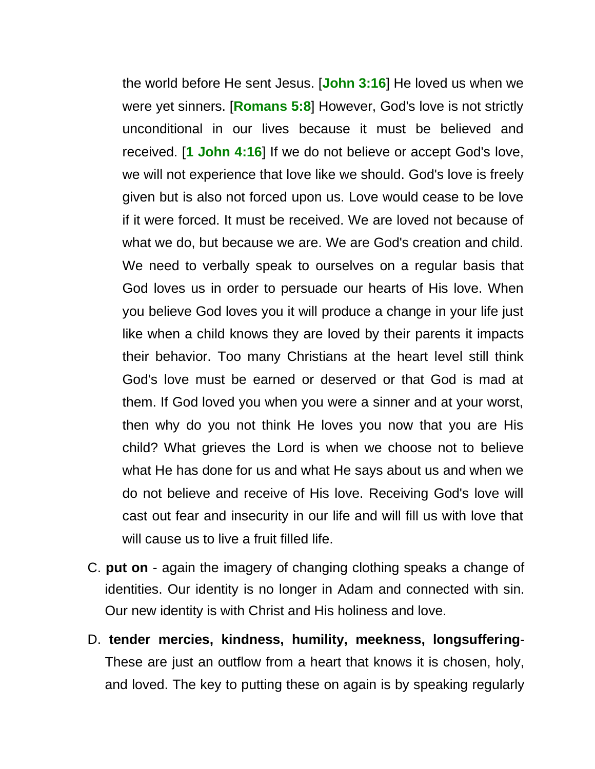the world before He sent Jesus. [**John 3:16**] He loved us when we were yet sinners. [**Romans 5:8**] However, God's love is not strictly unconditional in our lives because it must be believed and received. [**1 John 4:16**] If we do not believe or accept God's love, we will not experience that love like we should. God's love is freely given but is also not forced upon us. Love would cease to be love if it were forced. It must be received. We are loved not because of what we do, but because we are. We are God's creation and child. We need to verbally speak to ourselves on a regular basis that God loves us in order to persuade our hearts of His love. When you believe God loves you it will produce a change in your life just like when a child knows they are loved by their parents it impacts their behavior. Too many Christians at the heart level still think God's love must be earned or deserved or that God is mad at them. If God loved you when you were a sinner and at your worst, then why do you not think He loves you now that you are His child? What grieves the Lord is when we choose not to believe what He has done for us and what He says about us and when we do not believe and receive of His love. Receiving God's love will cast out fear and insecurity in our life and will fill us with love that will cause us to live a fruit filled life.

C. **put on** - again the imagery of changing clothing speaks a change of identities. Our identity is no longer in Adam and connected with sin. Our new identity is with Christ and His holiness and love.

D. **tender mercies, kindness, humility, meekness, longsuffering**- These are just an outflow from a heart that knows it is chosen, holy, and loved. The key to putting these on again is by speaking regularly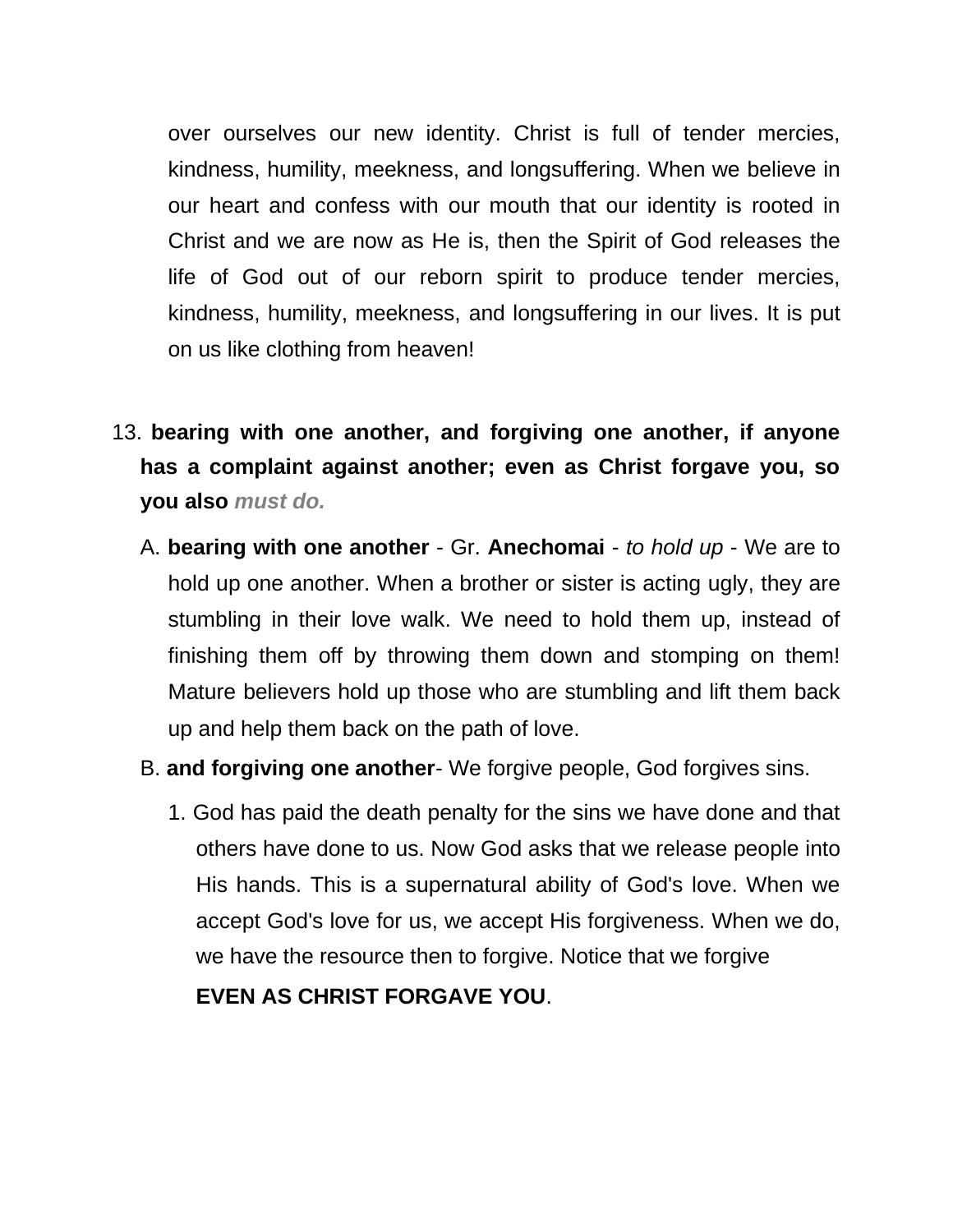over ourselves our new identity. Christ is full of tender mercies, kindness, humility, meekness, and longsuffering. When we believe in our heart and confess with our mouth that our identity is rooted in Christ and we are now as He is, then the Spirit of God releases the life of God out of our reborn spirit to produce tender mercies, kindness, humility, meekness, and longsuffering in our lives. It is put on us like clothing from heaven!

13. **bearing with one another, and forgiving one another, if anyone has a complaint against another; even as Christ forgave you, so you also** ***must do.***

   A. **bearing with one another** - Gr. **Anechomai** - *to hold up* - We are to hold up one another. When a brother or sister is acting ugly, they are stumbling in their love walk. We need to hold them up, instead of finishing them off by throwing them down and stomping on them! Mature believers hold up those who are stumbling and lift them back up and help them back on the path of love.

   B. **and forgiving one another**- We forgive people, God forgives sins.

      1. God has paid the death penalty for the sins we have done and that others have done to us. Now God asks that we release people into His hands. This is a supernatural ability of God's love. When we accept God's love for us, we accept His forgiveness. When we do, we have the resource then to forgive. Notice that we forgive **EVEN AS CHRIST FORGAVE YOU**.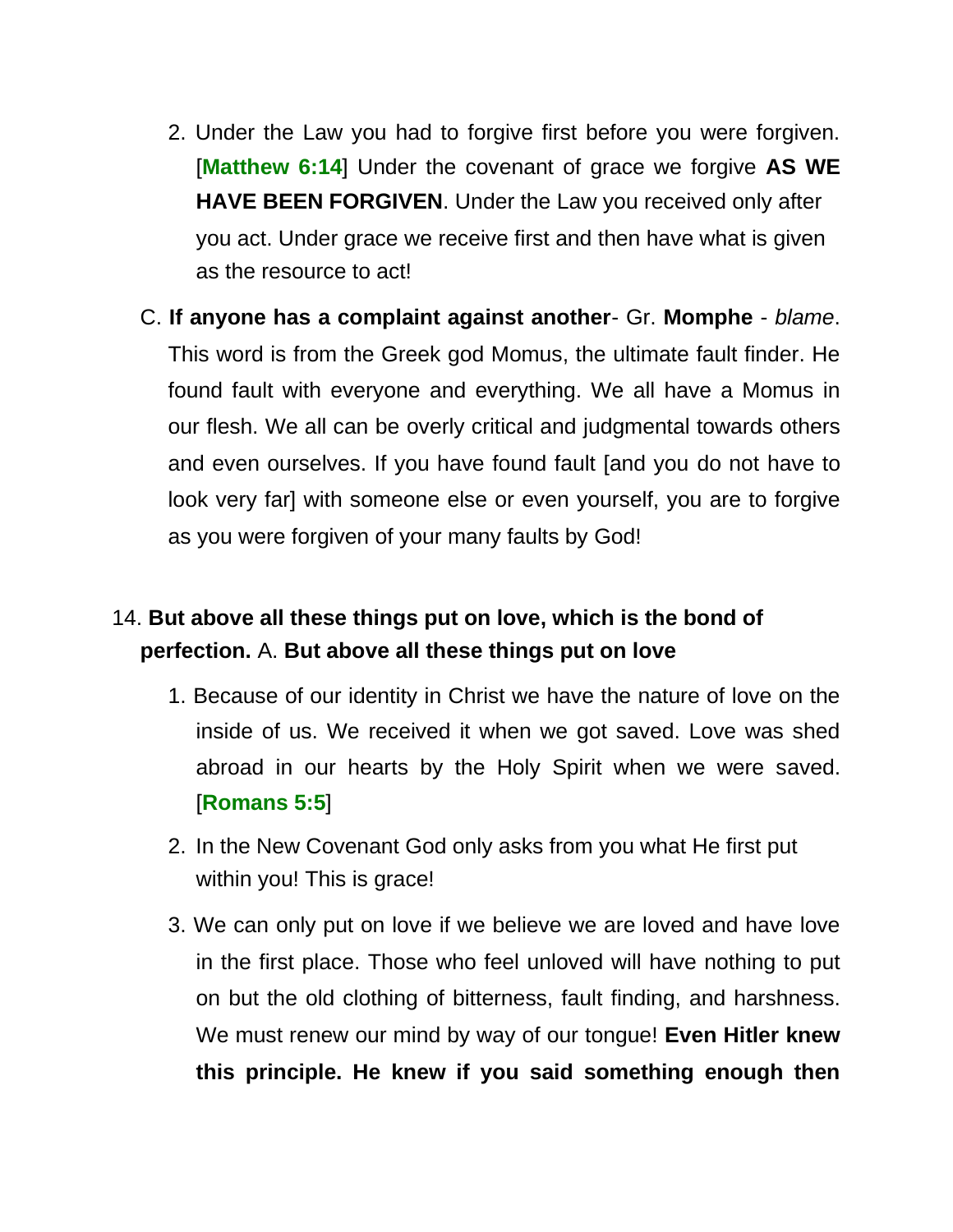2. Under the Law you had to forgive first before you were forgiven. [**Matthew 6:14**] Under the covenant of grace we forgive **AS WE HAVE BEEN FORGIVEN**. Under the Law you received only after you act. Under grace we receive first and then have what is given as the resource to act!

C. **If anyone has a complaint against another**- Gr. **Momphe** - *blame*. This word is from the Greek god Momus, the ultimate fault finder. He found fault with everyone and everything. We all have a Momus in our flesh. We all can be overly critical and judgmental towards others and even ourselves. If you have found fault [and you do not have to look very far] with someone else or even yourself, you are to forgive as you were forgiven of your many faults by God!

14. **But above all these things put on love, which is the bond of perfection.** A. **But above all these things put on love**

1. Because of our identity in Christ we have the nature of love on the inside of us. We received it when we got saved. Love was shed abroad in our hearts by the Holy Spirit when we were saved. [**Romans 5:5**]

2. In the New Covenant God only asks from you what He first put within you! This is grace!

3. We can only put on love if we believe we are loved and have love in the first place. Those who feel unloved will have nothing to put on but the old clothing of bitterness, fault finding, and harshness. We must renew our mind by way of our tongue! **Even Hitler knew this principle. He knew if you said something enough then**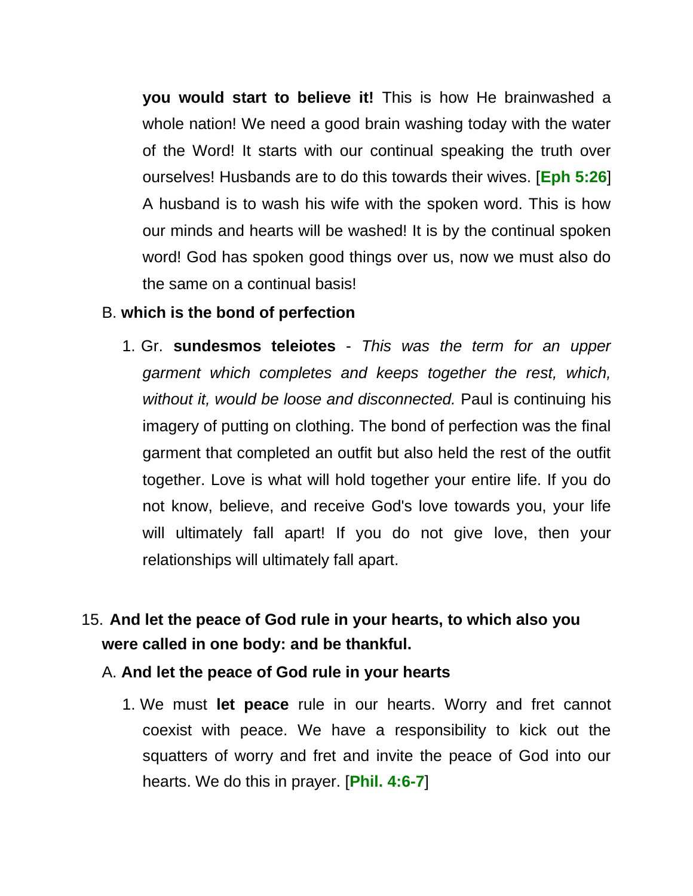**you would start to believe it!** This is how He brainwashed a whole nation! We need a good brain washing today with the water of the Word! It starts with our continual speaking the truth over ourselves! Husbands are to do this towards their wives. [**Eph 5:26**] A husband is to wash his wife with the spoken word. This is how our minds and hearts will be washed! It is by the continual spoken word! God has spoken good things over us, now we must also do the same on a continual basis!

B. **which is the bond of perfection**

1. Gr. **sundesmos teleiotes** - *This was the term for an upper garment which completes and keeps together the rest, which, without it, would be loose and disconnected.* Paul is continuing his imagery of putting on clothing. The bond of perfection was the final garment that completed an outfit but also held the rest of the outfit together. Love is what will hold together your entire life. If you do not know, believe, and receive God's love towards you, your life will ultimately fall apart! If you do not give love, then your relationships will ultimately fall apart.

15. **And let the peace of God rule in your hearts, to which also you were called in one body: and be thankful.**

A. **And let the peace of God rule in your hearts**

1. We must **let peace** rule in our hearts. Worry and fret cannot coexist with peace. We have a responsibility to kick out the squatters of worry and fret and invite the peace of God into our hearts. We do this in prayer. [**Phil. 4:6-7**]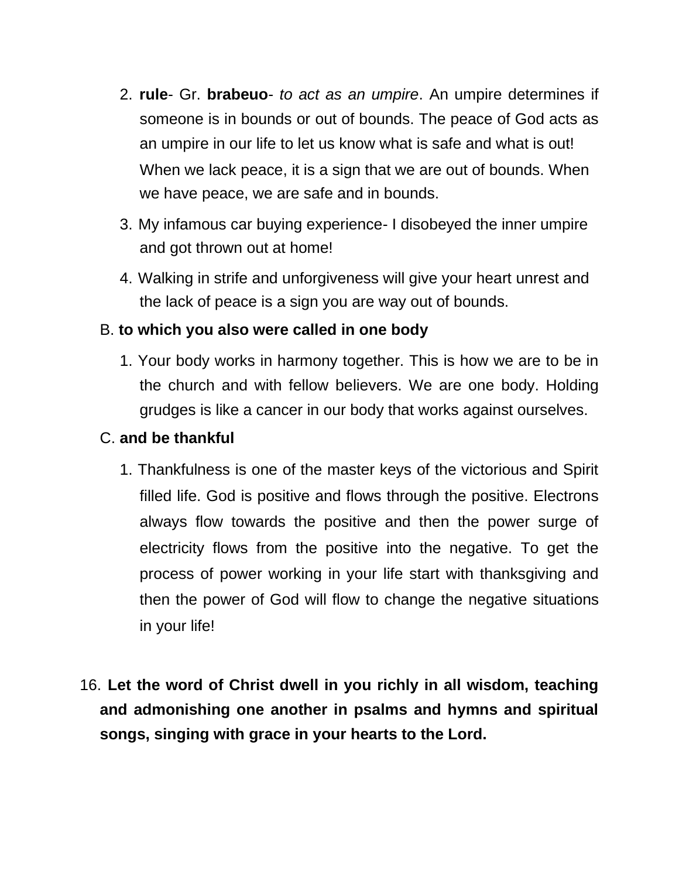2. **rule**- Gr. **brabeuo**- *to act as an umpire*. An umpire determines if someone is in bounds or out of bounds. The peace of God acts as an umpire in our life to let us know what is safe and what is out! When we lack peace, it is a sign that we are out of bounds. When we have peace, we are safe and in bounds.
3. My infamous car buying experience- I disobeyed the inner umpire and got thrown out at home!
4. Walking in strife and unforgiveness will give your heart unrest and the lack of peace is a sign you are way out of bounds.

B. **to which you also were called in one body**

1. Your body works in harmony together. This is how we are to be in the church and with fellow believers. We are one body. Holding grudges is like a cancer in our body that works against ourselves.

C. **and be thankful**

1. Thankfulness is one of the master keys of the victorious and Spirit filled life. God is positive and flows through the positive. Electrons always flow towards the positive and then the power surge of electricity flows from the positive into the negative. To get the process of power working in your life start with thanksgiving and then the power of God will flow to change the negative situations in your life!

16. **Let the word of Christ dwell in you richly in all wisdom, teaching and admonishing one another in psalms and hymns and spiritual songs, singing with grace in your hearts to the Lord.**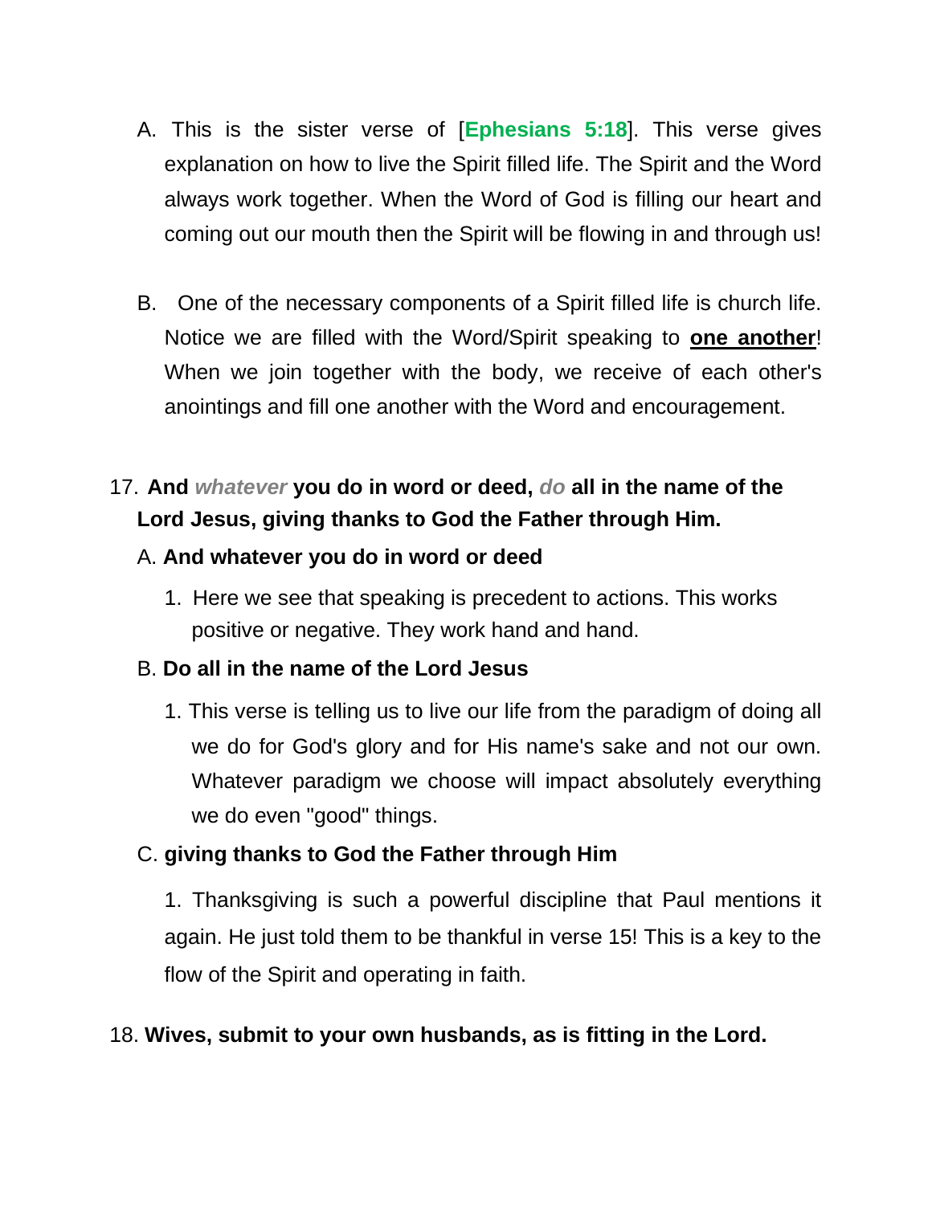A. This is the sister verse of [**Ephesians 5:18**]. This verse gives explanation on how to live the Spirit filled life. The Spirit and the Word always work together. When the Word of God is filling our heart and coming out our mouth then the Spirit will be flowing in and through us!

B. One of the necessary components of a Spirit filled life is church life. Notice we are filled with the Word/Spirit speaking to **one another**! When we join together with the body, we receive of each other's anointings and fill one another with the Word and encouragement.

17. **And *whatever* you do in word or deed, *do* all in the name of the Lord Jesus, giving thanks to God the Father through Him.**

   A. **And whatever you do in word or deed**

      1. Here we see that speaking is precedent to actions. This works positive or negative. They work hand and hand.

   B. **Do all in the name of the Lord Jesus**

      1. This verse is telling us to live our life from the paradigm of doing all we do for God's glory and for His name's sake and not our own. Whatever paradigm we choose will impact absolutely everything we do even "good" things.

   C. **giving thanks to God the Father through Him**

      1. Thanksgiving is such a powerful discipline that Paul mentions it again. He just told them to be thankful in verse 15! This is a key to the flow of the Spirit and operating in faith.

18. **Wives, submit to your own husbands, as is fitting in the Lord.**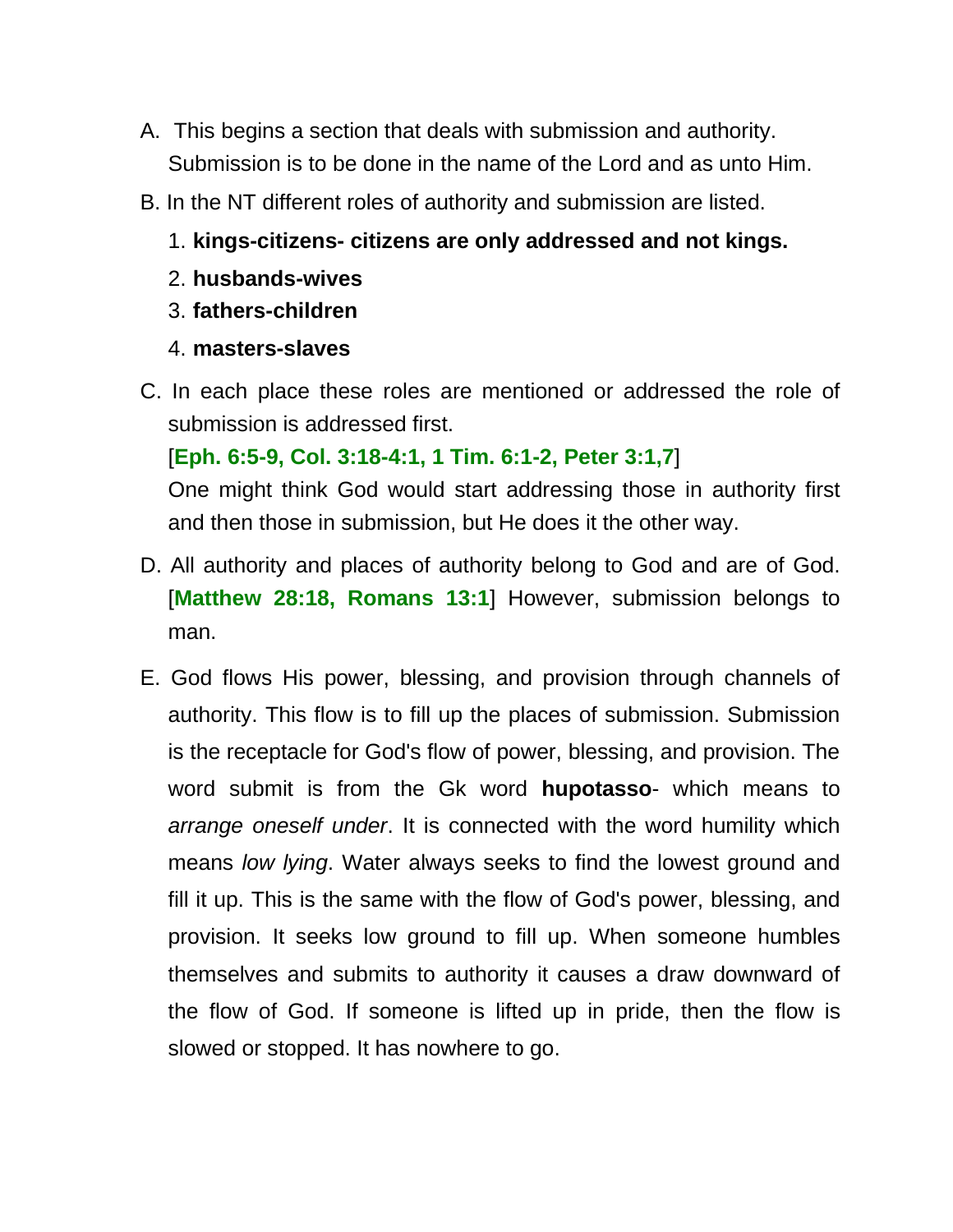A. This begins a section that deals with submission and authority. Submission is to be done in the name of the Lord and as unto Him.

B. In the NT different roles of authority and submission are listed.

   1. **kings-citizens- citizens are only addressed and not kings.**
   2. **husbands-wives**
   3. **fathers-children**
   4. **masters-slaves**

C. In each place these roles are mentioned or addressed the role of submission is addressed first.
   [**Eph. 6:5-9, Col. 3:18-4:1, 1 Tim. 6:1-2, Peter 3:1,7**]
   One might think God would start addressing those in authority first and then those in submission, but He does it the other way.

D. All authority and places of authority belong to God and are of God. [**Matthew 28:18, Romans 13:1**] However, submission belongs to man.

E. God flows His power, blessing, and provision through channels of authority. This flow is to fill up the places of submission. Submission is the receptacle for God's flow of power, blessing, and provision. The word submit is from the Gk word **hupotasso**- which means to *arrange oneself under*. It is connected with the word humility which means *low lying*. Water always seeks to find the lowest ground and fill it up. This is the same with the flow of God's power, blessing, and provision. It seeks low ground to fill up. When someone humbles themselves and submits to authority it causes a draw downward of the flow of God. If someone is lifted up in pride, then the flow is slowed or stopped. It has nowhere to go.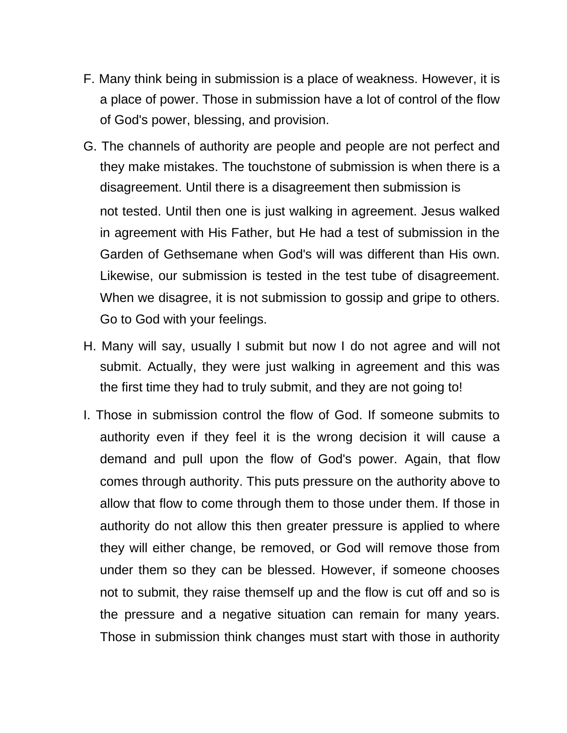F. Many think being in submission is a place of weakness. However, it is a place of power. Those in submission have a lot of control of the flow of God's power, blessing, and provision.

G. The channels of authority are people and people are not perfect and they make mistakes. The touchstone of submission is when there is a disagreement. Until there is a disagreement then submission is not tested. Until then one is just walking in agreement. Jesus walked in agreement with His Father, but He had a test of submission in the Garden of Gethsemane when God's will was different than His own. Likewise, our submission is tested in the test tube of disagreement. When we disagree, it is not submission to gossip and gripe to others. Go to God with your feelings.

H. Many will say, usually I submit but now I do not agree and will not submit. Actually, they were just walking in agreement and this was the first time they had to truly submit, and they are not going to!

I. Those in submission control the flow of God. If someone submits to authority even if they feel it is the wrong decision it will cause a demand and pull upon the flow of God's power. Again, that flow comes through authority. This puts pressure on the authority above to allow that flow to come through them to those under them. If those in authority do not allow this then greater pressure is applied to where they will either change, be removed, or God will remove those from under them so they can be blessed. However, if someone chooses not to submit, they raise themself up and the flow is cut off and so is the pressure and a negative situation can remain for many years. Those in submission think changes must start with those in authority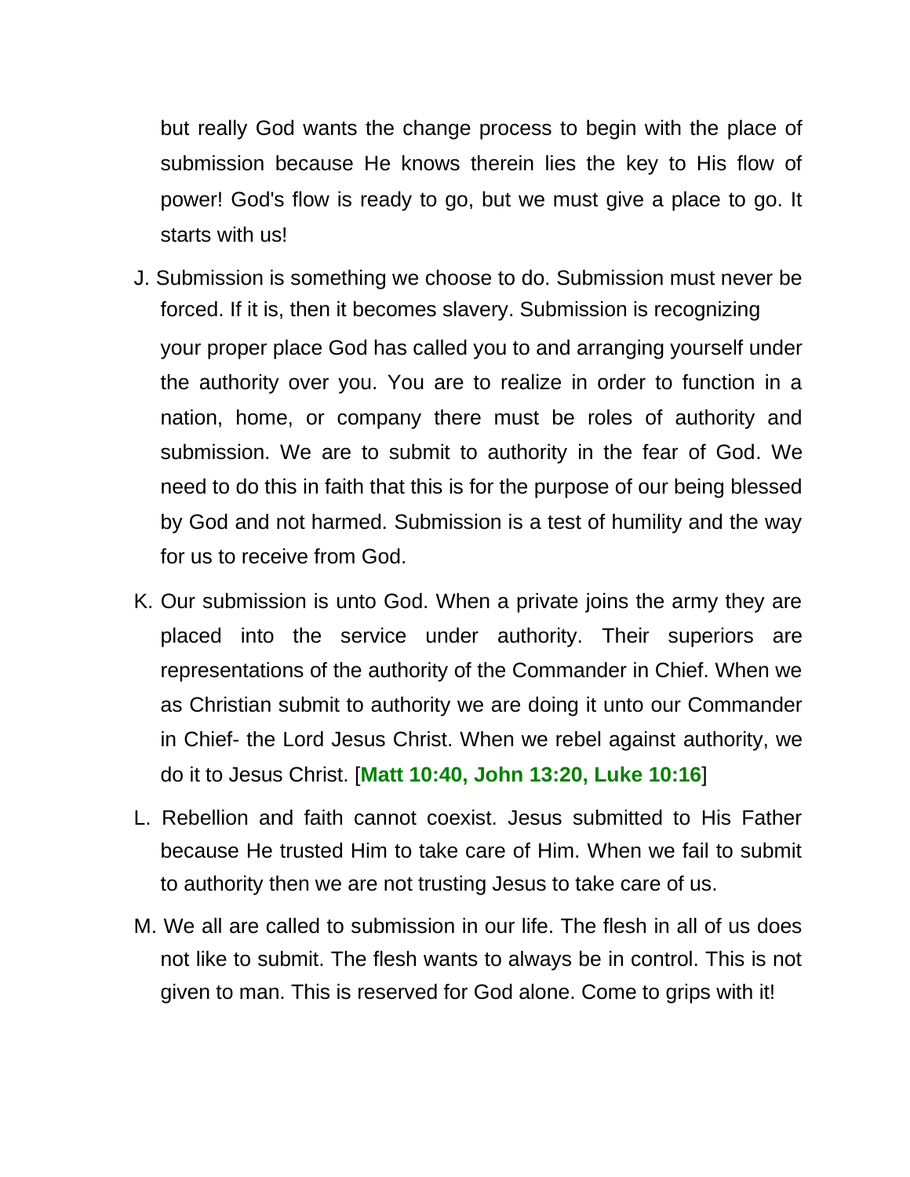but really God wants the change process to begin with the place of submission because He knows therein lies the key to His flow of power! God's flow is ready to go, but we must give a place to go. It starts with us!

J. Submission is something we choose to do. Submission must never be forced. If it is, then it becomes slavery. Submission is recognizing your proper place God has called you to and arranging yourself under the authority over you. You are to realize in order to function in a nation, home, or company there must be roles of authority and submission. We are to submit to authority in the fear of God. We need to do this in faith that this is for the purpose of our being blessed by God and not harmed. Submission is a test of humility and the way for us to receive from God.

K. Our submission is unto God. When a private joins the army they are placed into the service under authority. Their superiors are representations of the authority of the Commander in Chief. When we as Christian submit to authority we are doing it unto our Commander in Chief- the Lord Jesus Christ. When we rebel against authority, we do it to Jesus Christ. [**Matt 10:40, John 13:20, Luke 10:16**]

L. Rebellion and faith cannot coexist. Jesus submitted to His Father because He trusted Him to take care of Him. When we fail to submit to authority then we are not trusting Jesus to take care of us.

M. We all are called to submission in our life. The flesh in all of us does not like to submit. The flesh wants to always be in control. This is not given to man. This is reserved for God alone. Come to grips with it!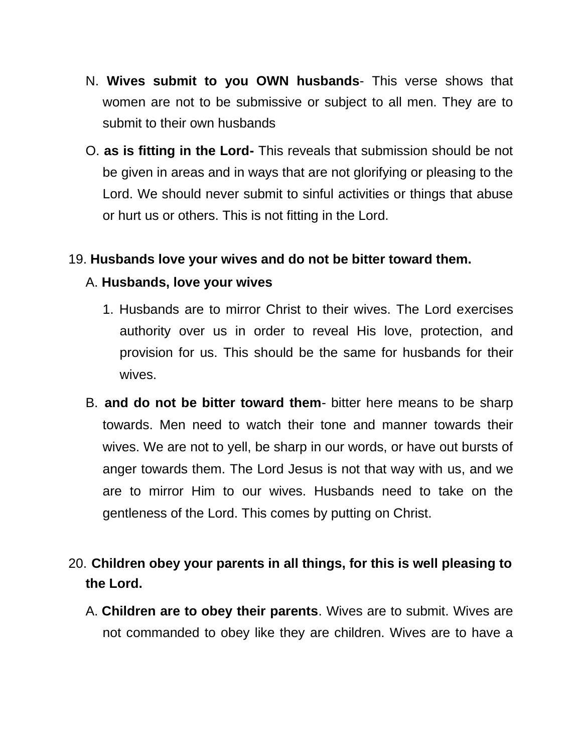N. **Wives submit to you OWN husbands**- This verse shows that women are not to be submissive or subject to all men. They are to submit to their own husbands

O. **as is fitting in the Lord-** This reveals that submission should be not be given in areas and in ways that are not glorifying or pleasing to the Lord. We should never submit to sinful activities or things that abuse or hurt us or others. This is not fitting in the Lord.

19. **Husbands love your wives and do not be bitter toward them.**

A. **Husbands, love your wives**

1. Husbands are to mirror Christ to their wives. The Lord exercises authority over us in order to reveal His love, protection, and provision for us. This should be the same for husbands for their wives.

B. **and do not be bitter toward them**- bitter here means to be sharp towards. Men need to watch their tone and manner towards their wives. We are not to yell, be sharp in our words, or have out bursts of anger towards them. The Lord Jesus is not that way with us, and we are to mirror Him to our wives. Husbands need to take on the gentleness of the Lord. This comes by putting on Christ.

20. **Children obey your parents in all things, for this is well pleasing to the Lord.**

A. **Children are to obey their parents**. Wives are to submit. Wives are not commanded to obey like they are children. Wives are to have a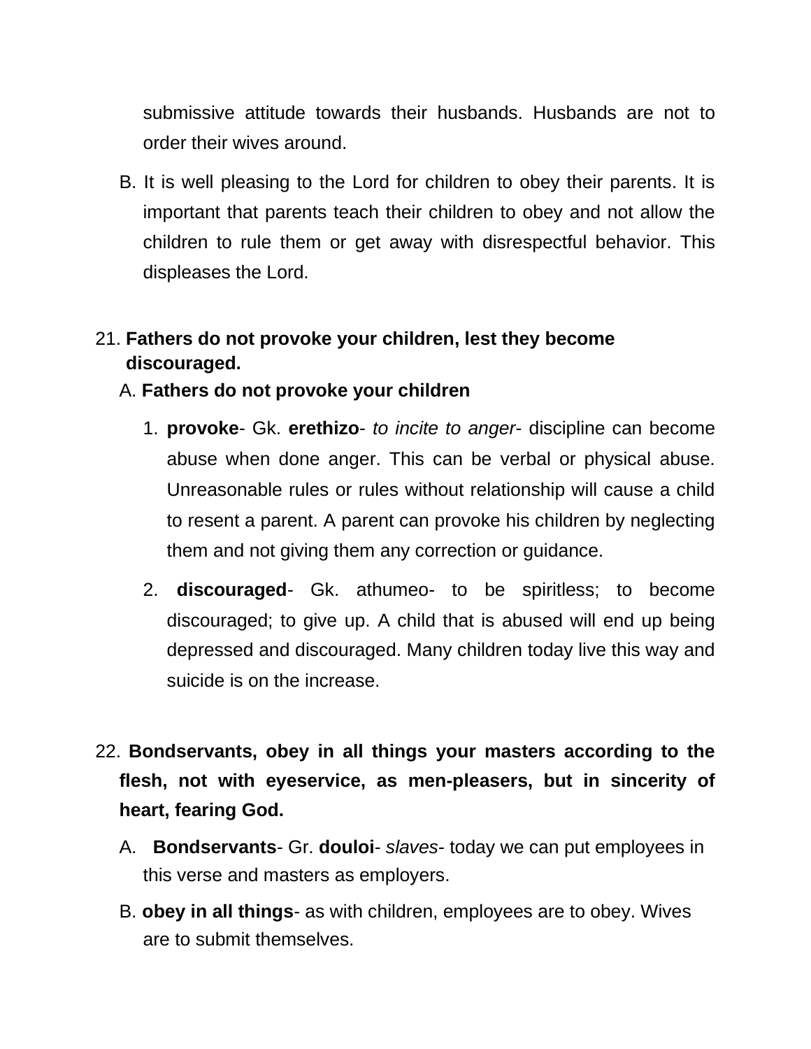submissive attitude towards their husbands. Husbands are not to order their wives around.

B. It is well pleasing to the Lord for children to obey their parents. It is important that parents teach their children to obey and not allow the children to rule them or get away with disrespectful behavior. This displeases the Lord.

21. **Fathers do not provoke your children, lest they become discouraged.**

A. **Fathers do not provoke your children**

1. **provoke**- Gk. **erethizo**- *to incite to anger*- discipline can become abuse when done anger. This can be verbal or physical abuse. Unreasonable rules or rules without relationship will cause a child to resent a parent. A parent can provoke his children by neglecting them and not giving them any correction or guidance.

2. **discouraged**- Gk. athumeo- to be spiritless; to become discouraged; to give up. A child that is abused will end up being depressed and discouraged. Many children today live this way and suicide is on the increase.

22. **Bondservants, obey in all things your masters according to the flesh, not with eyeservice, as men-pleasers, but in sincerity of heart, fearing God.**

A. **Bondservants**- Gr. **douloi**- *slaves*- today we can put employees in this verse and masters as employers.

B. **obey in all things**- as with children, employees are to obey. Wives are to submit themselves.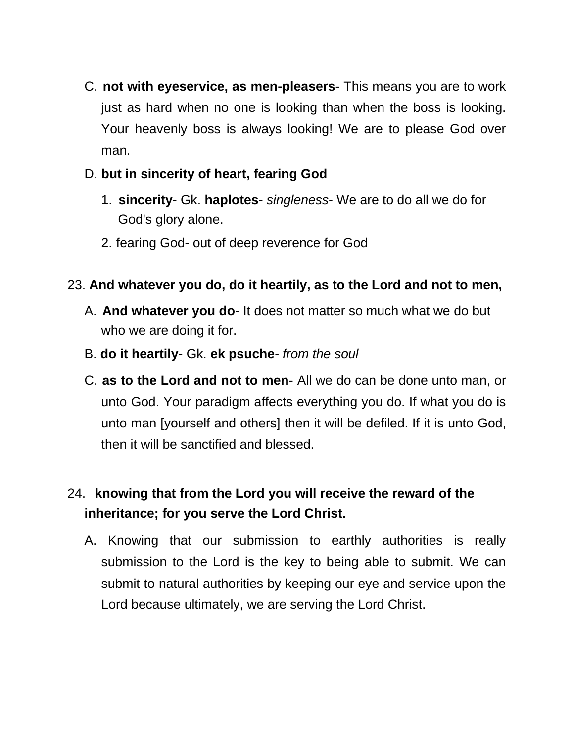C. **not with eyeservice, as men-pleasers**- This means you are to work just as hard when no one is looking than when the boss is looking. Your heavenly boss is always looking! We are to please God over man.

D. **but in sincerity of heart, fearing God**

1. **sincerity**- Gk. **haplotes**- *singleness*- We are to do all we do for God's glory alone.
2. fearing God- out of deep reverence for God

23. **And whatever you do, do it heartily, as to the Lord and not to men,**

A. **And whatever you do**- It does not matter so much what we do but who we are doing it for.

B. **do it heartily**- Gk. **ek psuche**- *from the soul*

C. **as to the Lord and not to men**- All we do can be done unto man, or unto God. Your paradigm affects everything you do. If what you do is unto man [yourself and others] then it will be defiled. If it is unto God, then it will be sanctified and blessed.

24. **knowing that from the Lord you will receive the reward of the inheritance; for you serve the Lord Christ.**

A. Knowing that our submission to earthly authorities is really submission to the Lord is the key to being able to submit. We can submit to natural authorities by keeping our eye and service upon the Lord because ultimately, we are serving the Lord Christ.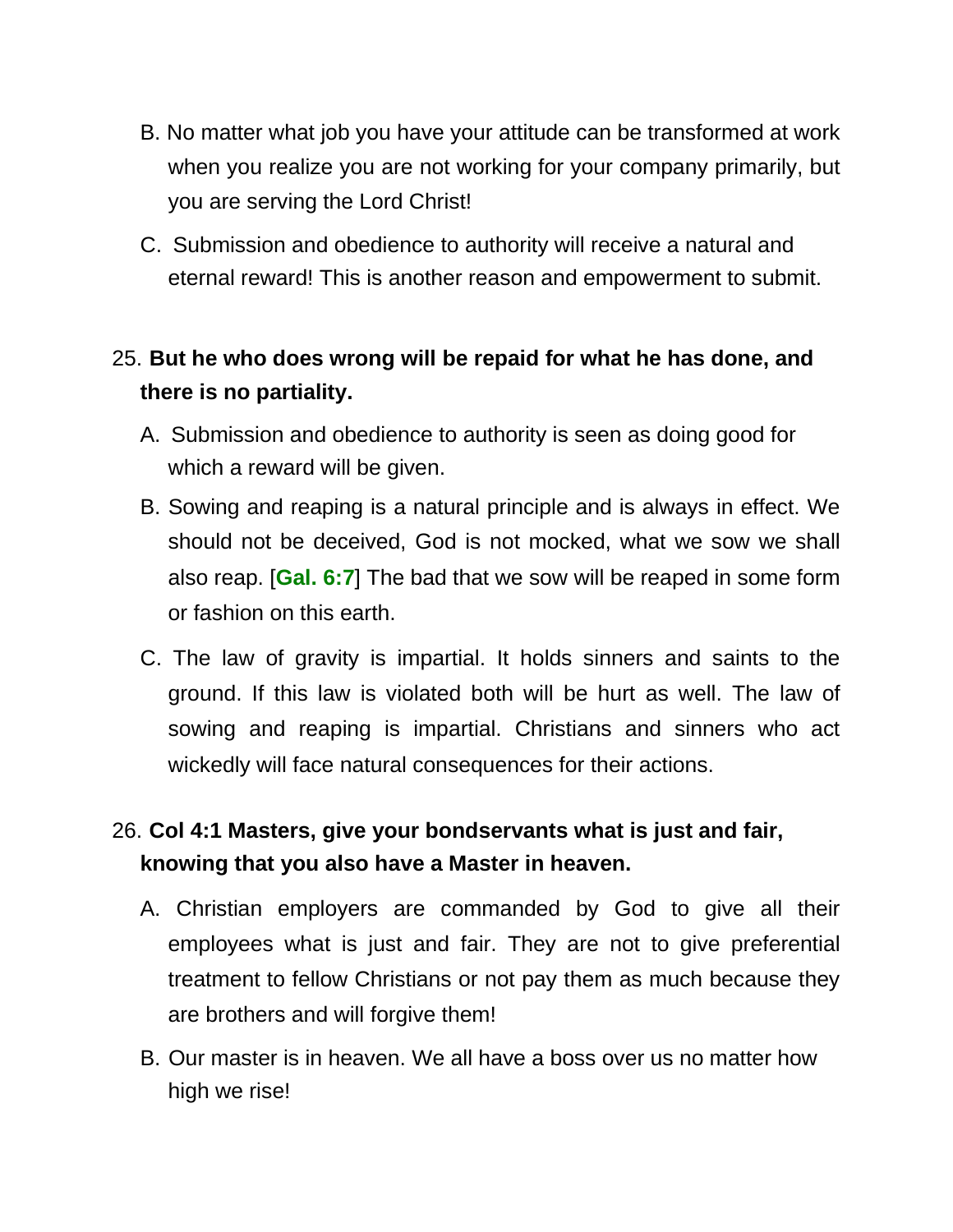B. No matter what job you have your attitude can be transformed at work when you realize you are not working for your company primarily, but you are serving the Lord Christ!

C. Submission and obedience to authority will receive a natural and eternal reward! This is another reason and empowerment to submit.

25. **But he who does wrong will be repaid for what he has done, and there is no partiality.**

A. Submission and obedience to authority is seen as doing good for which a reward will be given.

B. Sowing and reaping is a natural principle and is always in effect. We should not be deceived, God is not mocked, what we sow we shall also reap. [**Gal. 6:7**] The bad that we sow will be reaped in some form or fashion on this earth.

C. The law of gravity is impartial. It holds sinners and saints to the ground. If this law is violated both will be hurt as well. The law of sowing and reaping is impartial. Christians and sinners who act wickedly will face natural consequences for their actions.

26. **Col 4:1 Masters, give your bondservants what is just and fair, knowing that you also have a Master in heaven.**

A. Christian employers are commanded by God to give all their employees what is just and fair. They are not to give preferential treatment to fellow Christians or not pay them as much because they are brothers and will forgive them!

B. Our master is in heaven. We all have a boss over us no matter how high we rise!